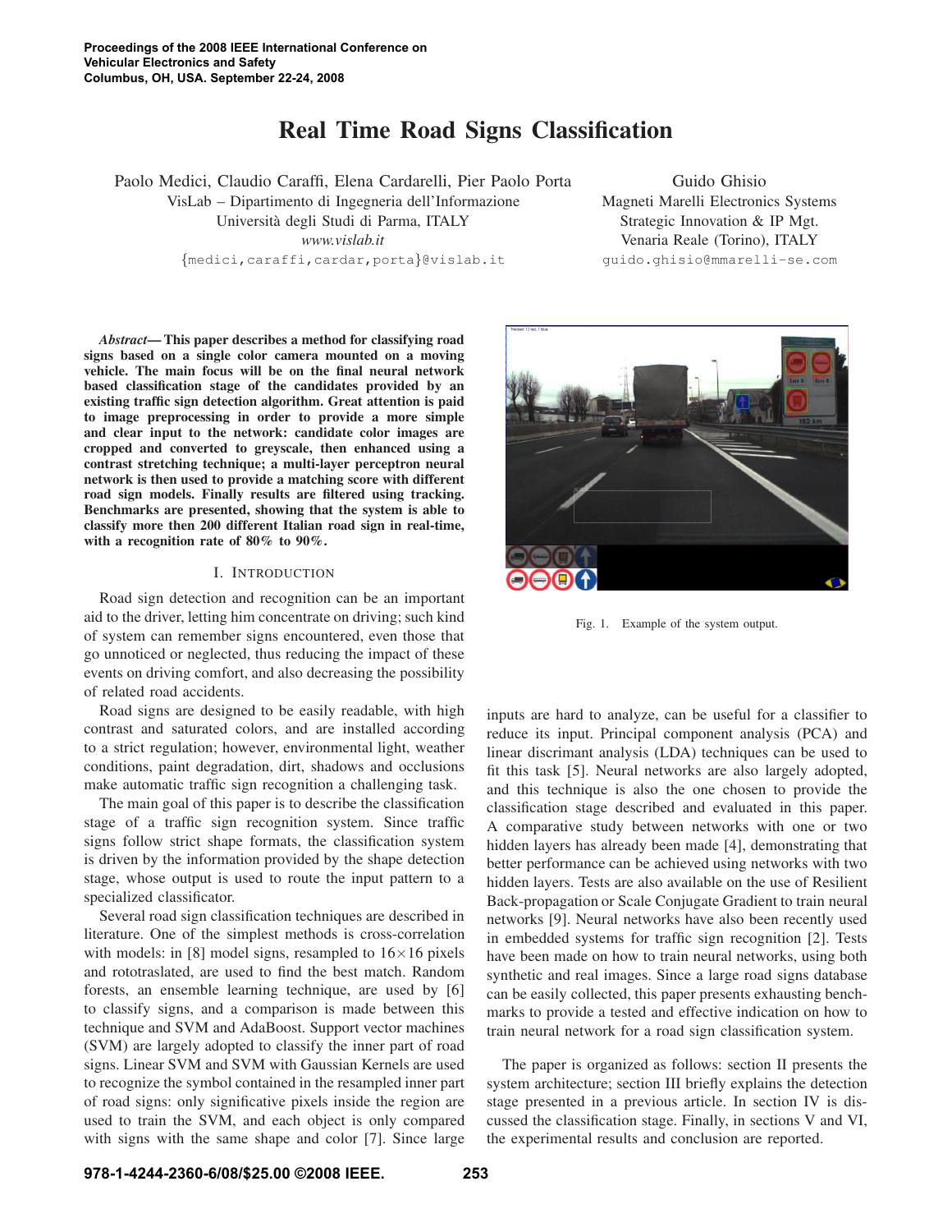Proceedings of the 2008 IEEE International Conference on Vehicular Electronics and Safety
Columbus, OH, USA. September 22-24, 2008

# Real Time Road Signs Classification

Paolo Medici, Claudio Caraffi, Elena Cardarelli, Pier Paolo Porta
VisLab – Dipartimento di Ingegneria dell'Informazione
Università degli Studi di Parma, ITALY
*www.vislab.it*
{medici,caraffi,cardar,porta}@vislab.it

Guido Ghisio
Magneti Marelli Electronics Systems
Strategic Innovation & IP Mgt.
Venaria Reale (Torino), ITALY
guido.ghisio@mmarelli-se.com

***Abstract*— This paper describes a method for classifying road signs based on a single color camera mounted on a moving vehicle. The main focus will be on the final neural network based classification stage of the candidates provided by an existing traffic sign detection algorithm. Great attention is paid to image preprocessing in order to provide a more simple and clear input to the network: candidate color images are cropped and converted to greyscale, then enhanced using a contrast stretching technique; a multi-layer perceptron neural network is then used to provide a matching score with different road sign models. Finally results are filtered using tracking. Benchmarks are presented, showing that the system is able to classify more then 200 different Italian road sign in real-time, with a recognition rate of 80% to 90%.**

## I. Introduction

Road sign detection and recognition can be an important aid to the driver, letting him concentrate on driving; such kind of system can remember signs encountered, even those that go unnoticed or neglected, thus reducing the impact of these events on driving comfort, and also decreasing the possibility of related road accidents.

Road signs are designed to be easily readable, with high contrast and saturated colors, and are installed according to a strict regulation; however, environmental light, weather conditions, paint degradation, dirt, shadows and occlusions make automatic traffic sign recognition a challenging task.

The main goal of this paper is to describe the classification stage of a traffic sign recognition system. Since traffic signs follow strict shape formats, the classification system is driven by the information provided by the shape detection stage, whose output is used to route the input pattern to a specialized classificator.

Several road sign classification techniques are described in literature. One of the simplest methods is cross-correlation with models: in [8] model signs, resampled to 16×16 pixels and rototraslated, are used to find the best match. Random forests, an ensemble learning technique, are used by [6] to classify signs, and a comparison is made between this technique and SVM and AdaBoost. Support vector machines (SVM) are largely adopted to classify the inner part of road signs. Linear SVM and SVM with Gaussian Kernels are used to recognize the symbol contained in the resampled inner part of road signs: only significative pixels inside the region are used to train the SVM, and each object is only compared with signs with the same shape and color [7]. Since large inputs are hard to analyze, can be useful for a classifier to reduce its input. Principal component analysis (PCA) and linear discrimant analysis (LDA) techniques can be used to fit this task [5]. Neural networks are also largely adopted, and this technique is also the one chosen to provide the classification stage described and evaluated in this paper. A comparative study between networks with one or two hidden layers has already been made [4], demonstrating that better performance can be achieved using networks with two hidden layers. Tests are also available on the use of Resilient Back-propagation or Scale Conjugate Gradient to train neural networks [9]. Neural networks have also been recently used in embedded systems for traffic sign recognition [2]. Tests have been made on how to train neural networks, using both synthetic and real images. Since a large road signs database can be easily collected, this paper presents exhausting benchmarks to provide a tested and effective indication on how to train neural network for a road sign classification system.

Fig. 1. Example of the system output.

The paper is organized as follows: section II presents the system architecture; section III briefly explains the detection stage presented in a previous article. In section IV is discussed the classification stage. Finally, in sections V and VI, the experimental results and conclusion are reported.

978-1-4244-2360-6/08/$25.00 ©2008 IEEE.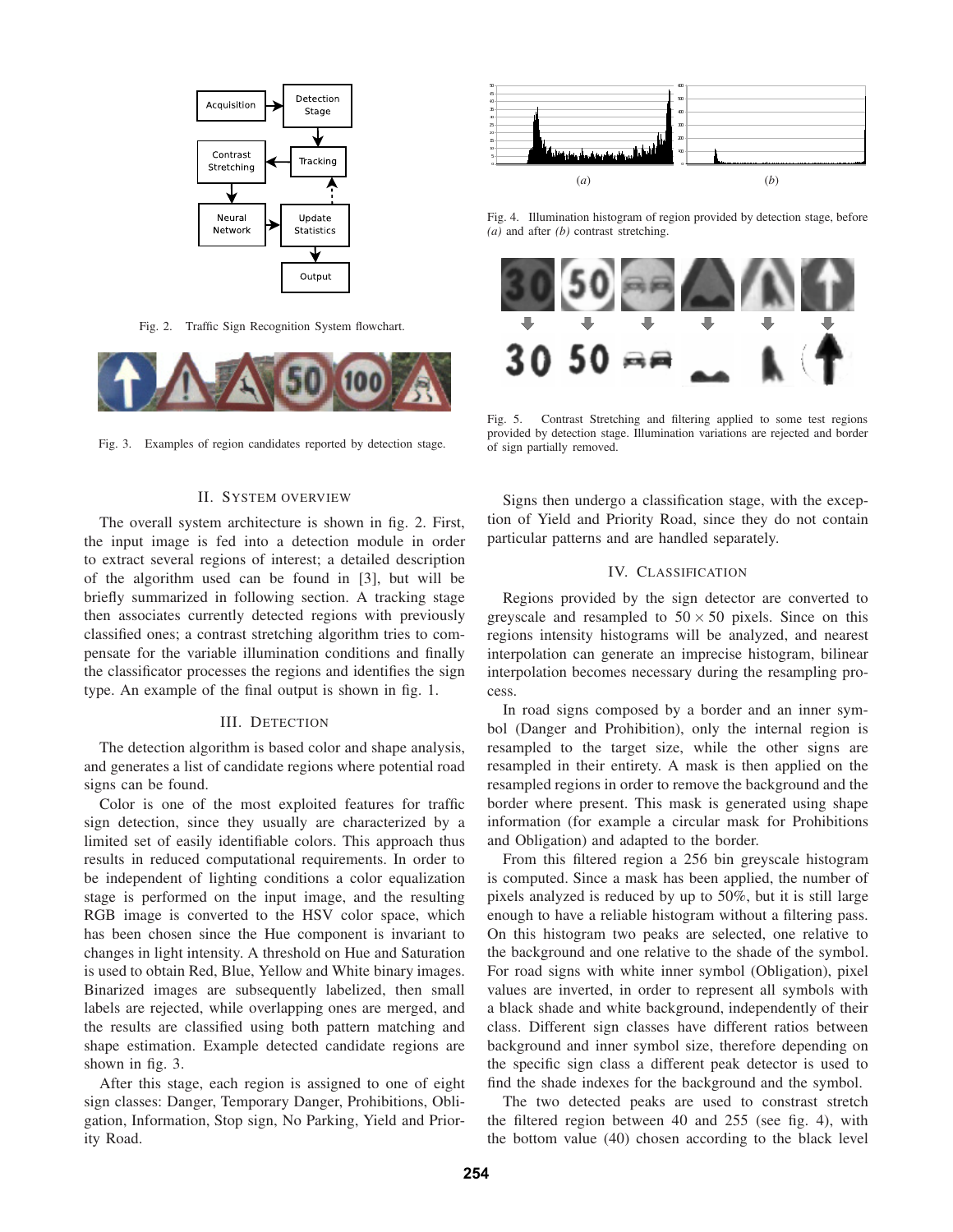Acquisition

Detection Stage

Contrast Stretching

Tracking

Neural Network

Update Statistics

Output

Fig. 2. Traffic Sign Recognition System flowchart.

Fig. 3. Examples of region candidates reported by detection stage.

## II. System overview

The overall system architecture is shown in fig. 2. First, the input image is fed into a detection module in order to extract several regions of interest; a detailed description of the algorithm used can be found in [3], but will be briefly summarized in following section. A tracking stage then associates currently detected regions with previously classified ones; a contrast stretching algorithm tries to compensate for the variable illumination conditions and finally the classificator processes the regions and identifies the sign type. An example of the final output is shown in fig. 1.

## III. Detection

The detection algorithm is based color and shape analysis, and generates a list of candidate regions where potential road signs can be found.

Color is one of the most exploited features for traffic sign detection, since they usually are characterized by a limited set of easily identifiable colors. This approach thus results in reduced computational requirements. In order to be independent of lighting conditions a color equalization stage is performed on the input image, and the resulting RGB image is converted to the HSV color space, which has been chosen since the Hue component is invariant to changes in light intensity. A threshold on Hue and Saturation is used to obtain Red, Blue, Yellow and White binary images. Binarized images are subsequently labelized, then small labels are rejected, while overlapping ones are merged, and the results are classified using both pattern matching and shape estimation. Example detected candidate regions are shown in fig. 3.

After this stage, each region is assigned to one of eight sign classes: Danger, Temporary Danger, Prohibitions, Obligation, Information, Stop sign, No Parking, Yield and Priority Road.

(a)

(b)

Fig. 4. Illumination histogram of region provided by detection stage, before *(a)* and after *(b)* contrast stretching.

Fig. 5. Contrast Stretching and filtering applied to some test regions provided by detection stage. Illumination variations are rejected and border of sign partially removed.

Signs then undergo a classification stage, with the exception of Yield and Priority Road, since they do not contain particular patterns and are handled separately.

## IV. Classification

Regions provided by the sign detector are converted to greyscale and resampled to $50 \times 50$ pixels. Since on this regions intensity histograms will be analyzed, and nearest interpolation can generate an imprecise histogram, bilinear interpolation becomes necessary during the resampling process.

In road signs composed by a border and an inner symbol (Danger and Prohibition), only the internal region is resampled to the target size, while the other signs are resampled in their entirety. A mask is then applied on the resampled regions in order to remove the background and the border where present. This mask is generated using shape information (for example a circular mask for Prohibitions and Obligation) and adapted to the border.

From this filtered region a 256 bin greyscale histogram is computed. Since a mask has been applied, the number of pixels analyzed is reduced by up to 50%, but it is still large enough to have a reliable histogram without a filtering pass. On this histogram two peaks are selected, one relative to the background and one relative to the shade of the symbol. For road signs with white inner symbol (Obligation), pixel values are inverted, in order to represent all symbols with a black shade and white background, independently of their class. Different sign classes have different ratios between background and inner symbol size, therefore depending on the specific sign class a different peak detector is used to find the shade indexes for the background and the symbol.

The two detected peaks are used to constrast stretch the filtered region between 40 and 255 (see fig. 4), with the bottom value (40) chosen according to the black level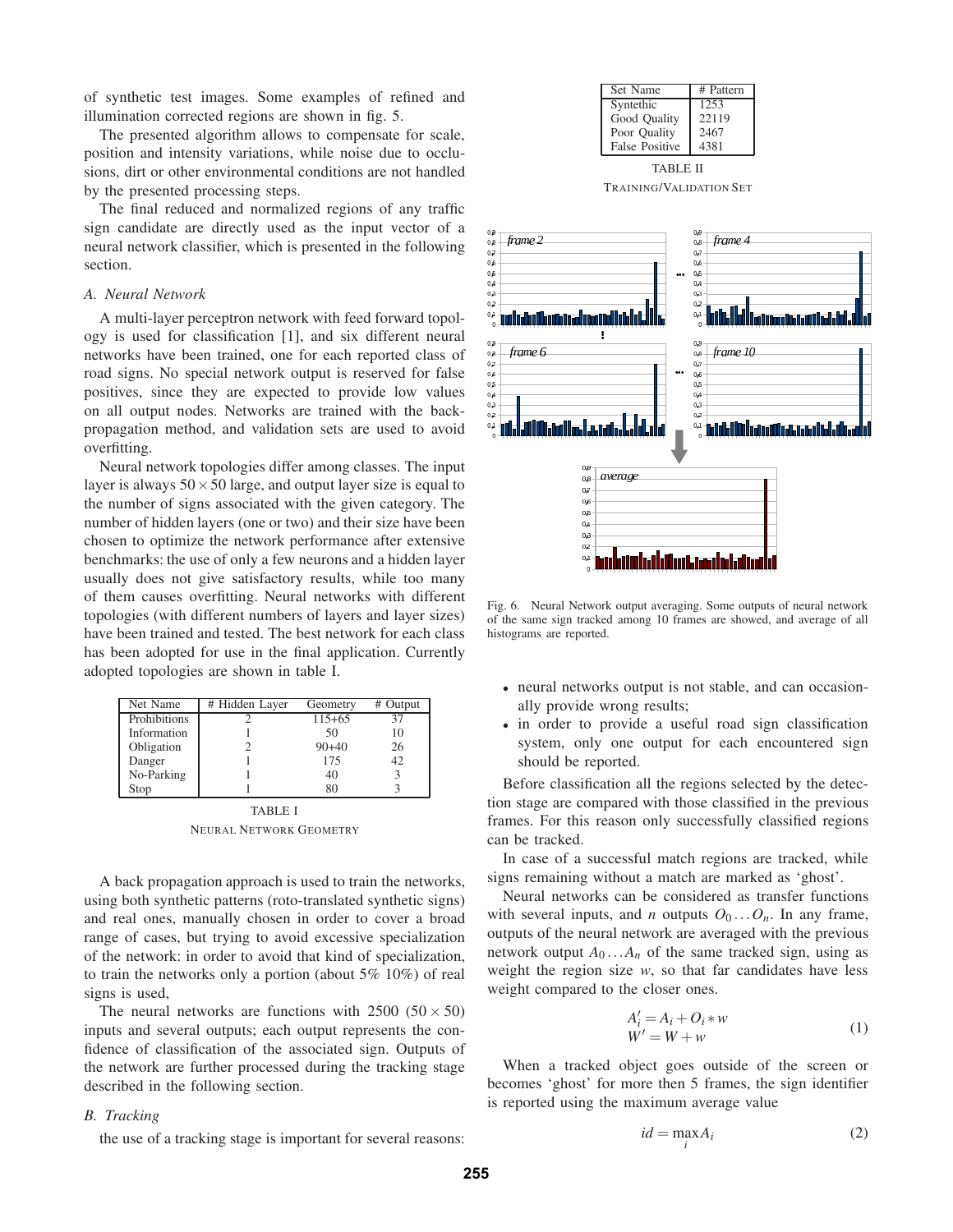of synthetic test images. Some examples of refined and illumination corrected regions are shown in fig. 5.

The presented algorithm allows to compensate for scale, position and intensity variations, while noise due to occlusions, dirt or other environmental conditions are not handled by the presented processing steps.

The final reduced and normalized regions of any traffic sign candidate are directly used as the input vector of a neural network classifier, which is presented in the following section.

### A. Neural Network

A multi-layer perceptron network with feed forward topology is used for classification [1], and six different neural networks have been trained, one for each reported class of road signs. No special network output is reserved for false positives, since they are expected to provide low values on all output nodes. Networks are trained with the back-propagation method, and validation sets are used to avoid overfitting.

Neural network topologies differ among classes. The input layer is always $50 \times 50$ large, and output layer size is equal to the number of signs associated with the given category. The number of hidden layers (one or two) and their size have been chosen to optimize the network performance after extensive benchmarks: the use of only a few neurons and a hidden layer usually does not give satisfactory results, while too many of them causes overfitting. Neural networks with different topologies (with different numbers of layers and layer sizes) have been trained and tested. The best network for each class has been adopted for use in the final application. Currently adopted topologies are shown in table I.

| Net Name | # Hidden Layer | Geometry | # Output |
|---|---|---|---|
| Prohibitions | 2 | 115+65 | 37 |
| Information | 1 | 50 | 10 |
| Obligation | 2 | 90+40 | 26 |
| Danger | 1 | 175 | 42 |
| No-Parking | 1 | 40 | 3 |
| Stop | 1 | 80 | 3 |

TABLE I
NEURAL NETWORK GEOMETRY

A back propagation approach is used to train the networks, using both synthetic patterns (roto-translated synthetic signs) and real ones, manually chosen in order to cover a broad range of cases, but trying to avoid excessive specialization of the network: in order to avoid that kind of specialization, to train the networks only a portion (about 5% 10%) of real signs is used,

The neural networks are functions with 2500 ($50 \times 50$) inputs and several outputs; each output represents the confidence of classification of the associated sign. Outputs of the network are further processed during the tracking stage described in the following section.

### B. Tracking

the use of a tracking stage is important for several reasons:

| Set Name | # Pattern |
|---|---|
| Syntethic | 1253 |
| Good Quality | 22119 |
| Poor Quality | 2467 |
| False Positive | 4381 |

TABLE II
TRAINING/VALIDATION SET

Fig. 6. Neural Network output averaging. Some outputs of neural network of the same sign tracked among 10 frames are showed, and average of all histograms are reported.

- neural networks output is not stable, and can occasionally provide wrong results;
- in order to provide a useful road sign classification system, only one output for each encountered sign should be reported.

Before classification all the regions selected by the detection stage are compared with those classified in the previous frames. For this reason only successfully classified regions can be tracked.

In case of a successful match regions are tracked, while signs remaining without a match are marked as 'ghost'.

Neural networks can be considered as transfer functions with several inputs, and $n$ outputs $O_0 \ldots O_n$. In any frame, outputs of the neural network are averaged with the previous network output $A_0 \ldots A_n$ of the same tracked sign, using as weight the region size $w$, so that far candidates have less weight compared to the closer ones.

$$
\begin{aligned}
A'_i &= A_i + O_i * w \\
W' &= W + w
\end{aligned}
\tag{1}
$$

When a tracked object goes outside of the screen or becomes 'ghost' for more then 5 frames, the sign identifier is reported using the maximum average value

$$
id = \max_i A_i \tag{2}
$$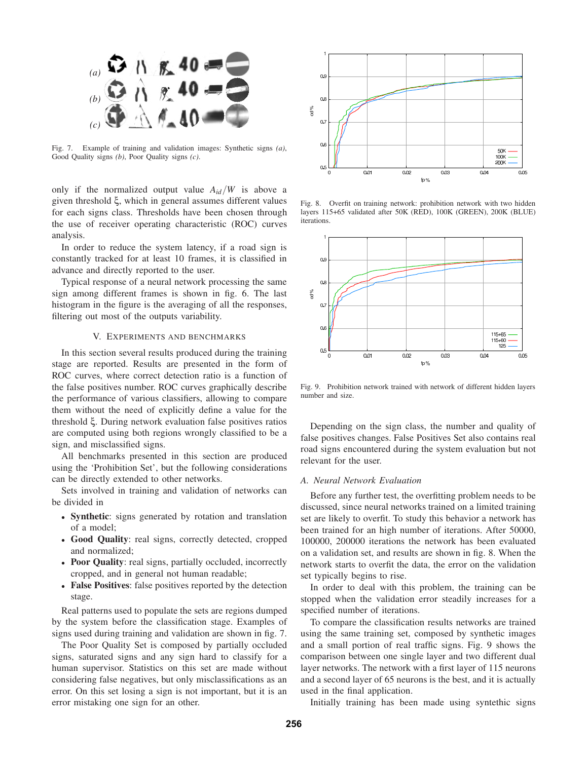(a)

(b)

(c)

Fig. 7. Example of training and validation images: Synthetic signs *(a)*, Good Quality signs *(b)*, Poor Quality signs *(c)*.

only if the normalized output value $A_{id}/W$ is above a given threshold $\xi$, which in general assumes different values for each signs class. Thresholds have been chosen through the use of receiver operating characteristic (ROC) curves analysis.

In order to reduce the system latency, if a road sign is constantly tracked for at least 10 frames, it is classified in advance and directly reported to the user.

Typical response of a neural network processing the same sign among different frames is shown in fig. 6. The last histogram in the figure is the averaging of all the responses, filtering out most of the outputs variability.

## V. Experiments and Benchmarks

In this section several results produced during the training stage are reported. Results are presented in the form of ROC curves, where correct detection ratio is a function of the false positives number. ROC curves graphically describe the performance of various classifiers, allowing to compare them without the need of explicitly define a value for the threshold $\xi$. During network evaluation false positives ratios are computed using both regions wrongly classified to be a sign, and misclassified signs.

All benchmarks presented in this section are produced using the 'Prohibition Set', but the following considerations can be directly extended to other networks.

Sets involved in training and validation of networks can be divided in

- **Synthetic**: signs generated by rotation and translation of a model;
- **Good Quality**: real signs, correctly detected, cropped and normalized;
- **Poor Quality**: real signs, partially occluded, incorrectly cropped, and in general not human readable;
- **False Positives**: false positives reported by the detection stage.

Real patterns used to populate the sets are regions dumped by the system before the classification stage. Examples of signs used during training and validation are shown in fig. 7.

The Poor Quality Set is composed by partially occluded signs, saturated signs and any sign hard to classify for a human supervisor. Statistics on this set are made without considering false negatives, but only misclassifications as an error. On this set losing a sign is not important, but it is an error mistaking one sign for an other.

1
0.9
0.8
0.7
0.6
0.5
cd %
0
0.01
0.02
0.03
0.04
0.05
fp %
50K
100K
200K

Fig. 8. Overfit on training network: prohibition network with two hidden layers 115+65 validated after 50K (RED), 100K (GREEN), 200K (BLUE) iterations.

1
0.9
0.8
0.7
0.6
0.5
cd %
0
0.01
0.02
0.03
0.04
0.05
fp %
115+65
115+60
125

Fig. 9. Prohibition network trained with network of different hidden layers number and size.

Depending on the sign class, the number and quality of false positives changes. False Positives Set also contains real road signs encountered during the system evaluation but not relevant for the user.

### A. Neural Network Evaluation

Before any further test, the overfitting problem needs to be discussed, since neural networks trained on a limited training set are likely to overfit. To study this behavior a network has been trained for an high number of iterations. After 50000, 100000, 200000 iterations the network has been evaluated on a validation set, and results are shown in fig. 8. When the network starts to overfit the data, the error on the validation set typically begins to rise.

In order to deal with this problem, the training can be stopped when the validation error steadily increases for a specified number of iterations.

To compare the classification results networks are trained using the same training set, composed by synthetic images and a small portion of real traffic signs. Fig. 9 shows the comparison between one single layer and two different dual layer networks. The network with a first layer of 115 neurons and a second layer of 65 neurons is the best, and it is actually used in the final application.

Initially training has been made using syntethic signs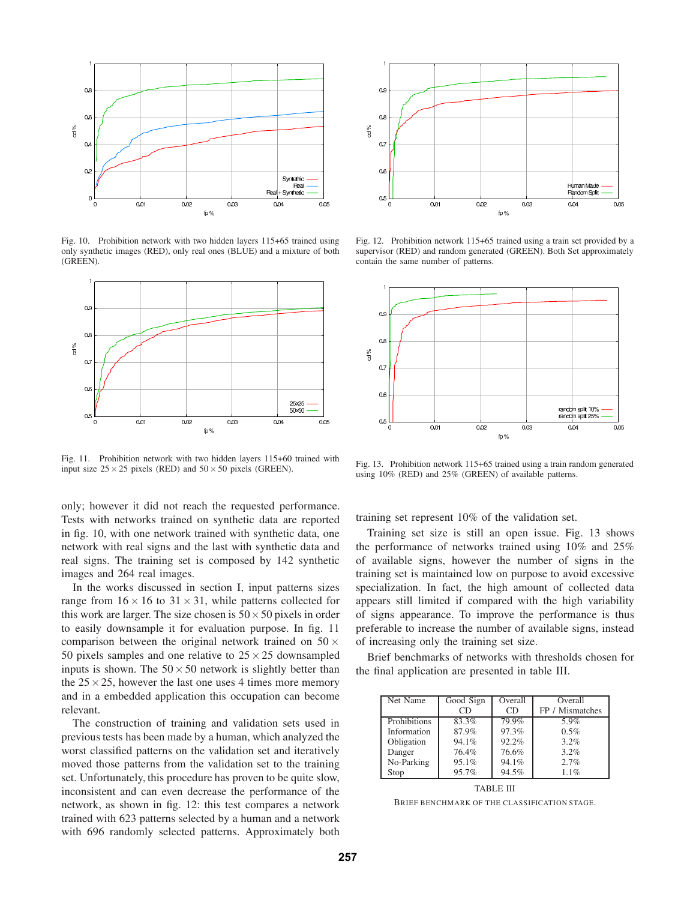Fig. 10. Prohibition network with two hidden layers 115+65 trained using only synthetic images (RED), only real ones (BLUE) and a mixture of both (GREEN).

Fig. 11. Prohibition network with two hidden layers 115+60 trained with input size $25 \times 25$ pixels (RED) and $50 \times 50$ pixels (GREEN).

Fig. 12. Prohibition network 115+65 trained using a train set provided by a supervisor (RED) and random generated (GREEN). Both Set approximately contain the same number of patterns.

Fig. 13. Prohibition network 115+65 trained using a train random generated using 10% (RED) and 25% (GREEN) of available patterns.

only; however it did not reach the requested performance. Tests with networks trained on synthetic data are reported in fig. 10, with one network trained with synthetic data, one network with real signs and the last with synthetic data and real signs. The training set is composed by 142 synthetic images and 264 real images.

In the works discussed in section I, input patterns sizes range from $16 \times 16$ to $31 \times 31$, while patterns collected for this work are larger. The size chosen is $50 \times 50$ pixels in order to easily downsample it for evaluation purpose. In fig. 11 comparison between the original network trained on $50 \times 50$ pixels samples and one relative to $25 \times 25$ downsampled inputs is shown. The $50 \times 50$ network is slightly better than the $25 \times 25$, however the last one uses 4 times more memory and in a embedded application this occupation can become relevant.

The construction of training and validation sets used in previous tests has been made by a human, which analyzed the worst classified patterns on the validation set and iteratively moved those patterns from the validation set to the training set. Unfortunately, this procedure has proven to be quite slow, inconsistent and can even decrease the performance of the network, as shown in fig. 12: this test compares a network trained with 623 patterns selected by a human and a network with 696 randomly selected patterns. Approximately both training set represent 10% of the validation set.

Training set size is still an open issue. Fig. 13 shows the performance of networks trained using 10% and 25% of available signs, however the number of signs in the training set is maintained low on purpose to avoid excessive specialization. In fact, the high amount of collected data appears still limited if compared with the high variability of signs appearance. To improve the performance is thus preferable to increase the number of available signs, instead of increasing only the training set size.

Brief benchmarks of networks with thresholds chosen for the final application are presented in table III.

| Net Name | Good Sign CD | Overall CD | Overall FP / Mismatches |
|---|---|---|---|
| Prohibitions | 83.3% | 79.9% | 5.9% |
| Information | 87.9% | 97.3% | 0.5% |
| Obligation | 94.1% | 92.2% | 3.2% |
| Danger | 76.4% | 76.6% | 3.2% |
| No-Parking | 95.1% | 94.1% | 2.7% |
| Stop | 95.7% | 94.5% | 1.1% |

TABLE III

BRIEF BENCHMARK OF THE CLASSIFICATION STAGE.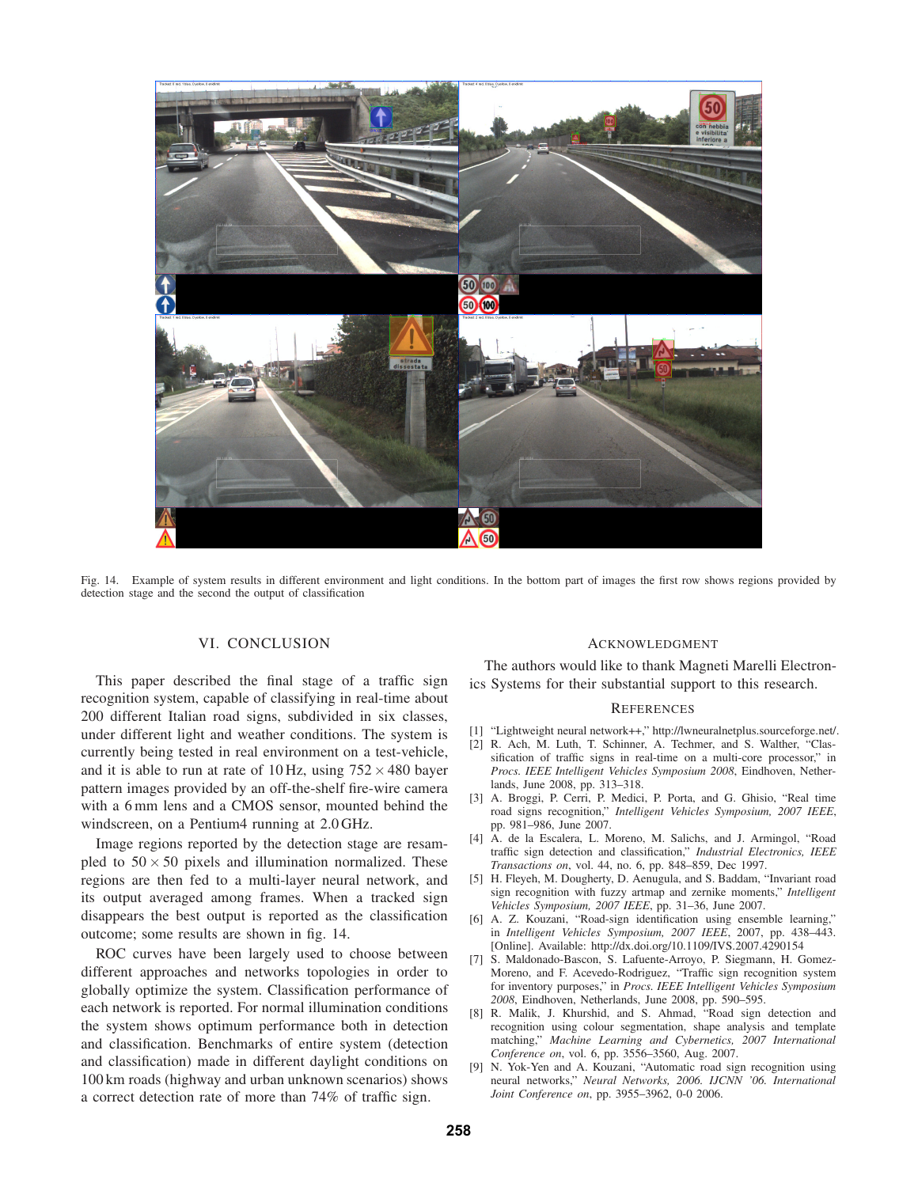Fig. 14. Example of system results in different environment and light conditions. In the bottom part of images the first row shows regions provided by detection stage and the second the output of classification

## VI. CONCLUSION

This paper described the final stage of a traffic sign recognition system, capable of classifying in real-time about 200 different Italian road signs, subdivided in six classes, under different light and weather conditions. The system is currently being tested in real environment on a test-vehicle, and it is able to run at rate of 10 Hz, using $752 \times 480$ bayer pattern images provided by an off-the-shelf fire-wire camera with a 6 mm lens and a CMOS sensor, mounted behind the windscreen, on a Pentium4 running at 2.0 GHz.

Image regions reported by the detection stage are resampled to $50 \times 50$ pixels and illumination normalized. These regions are then fed to a multi-layer neural network, and its output averaged among frames. When a tracked sign disappears the best output is reported as the classification outcome; some results are shown in fig. 14.

ROC curves have been largely used to choose between different approaches and networks topologies in order to globally optimize the system. Classification performance of each network is reported. For normal illumination conditions the system shows optimum performance both in detection and classification. Benchmarks of entire system (detection and classification) made in different daylight conditions on 100 km roads (highway and urban unknown scenarios) shows a correct detection rate of more than 74% of traffic sign.

## ACKNOWLEDGMENT

The authors would like to thank Magneti Marelli Electronics Systems for their substantial support to this research.

## REFERENCES

[1] "Lightweight neural network++," http://lwneuralnetplus.sourceforge.net/.

[2] R. Ach, M. Luth, T. Schinner, A. Techmer, and S. Walther, "Classification of traffic signs in real-time on a multi-core processor," in *Procs. IEEE Intelligent Vehicles Symposium 2008*, Eindhoven, Netherlands, June 2008, pp. 313–318.

[3] A. Broggi, P. Cerri, P. Medici, P. Porta, and G. Ghisio, "Real time road signs recognition," *Intelligent Vehicles Symposium, 2007 IEEE*, pp. 981–986, June 2007.

[4] A. de la Escalera, L. Moreno, M. Salichs, and J. Armingol, "Road traffic sign detection and classification," *Industrial Electronics, IEEE Transactions on*, vol. 44, no. 6, pp. 848–859, Dec 1997.

[5] H. Fleyeh, M. Dougherty, D. Aenugula, and S. Baddam, "Invariant road sign recognition with fuzzy artmap and zernike moments," *Intelligent Vehicles Symposium, 2007 IEEE*, pp. 31–36, June 2007.

[6] A. Z. Kouzani, "Road-sign identification using ensemble learning," in *Intelligent Vehicles Symposium, 2007 IEEE*, 2007, pp. 438–443. [Online]. Available: http://dx.doi.org/10.1109/IVS.2007.4290154

[7] S. Maldonado-Bascon, S. Lafuente-Arroyo, P. Siegmann, H. Gomez-Moreno, and F. Acevedo-Rodriguez, "Traffic sign recognition system for inventory purposes," in *Procs. IEEE Intelligent Vehicles Symposium 2008*, Eindhoven, Netherlands, June 2008, pp. 590–595.

[8] R. Malik, J. Khurshid, and S. Ahmad, "Road sign detection and recognition using colour segmentation, shape analysis and template matching," *Machine Learning and Cybernetics, 2007 International Conference on*, vol. 6, pp. 3556–3560, Aug. 2007.

[9] N. Yok-Yen and A. Kouzani, "Automatic road sign recognition using neural networks," *Neural Networks, 2006. IJCNN '06. International Joint Conference on*, pp. 3955–3962, 0-0 2006.